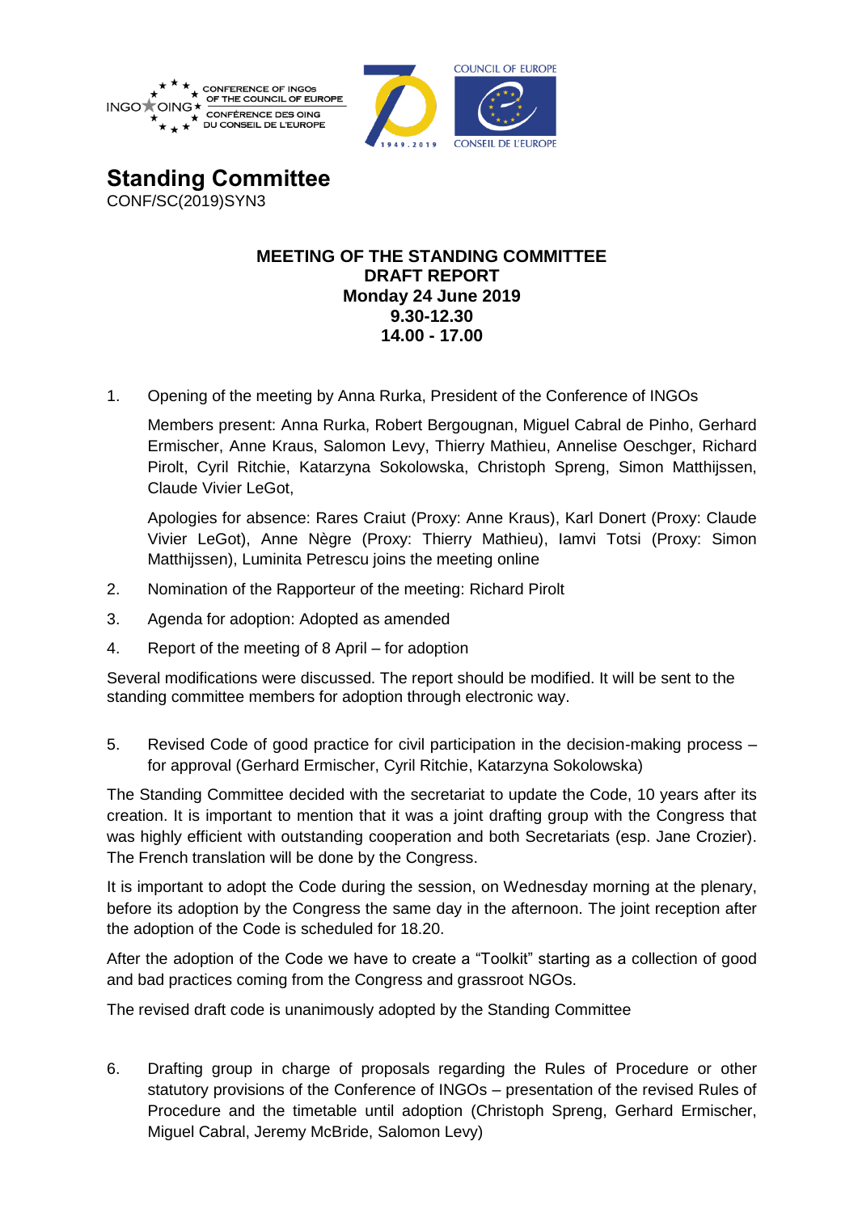CONFERENCE OF INGOs OF THE COUNCIL OF EUROPE
CONFÉRENCE DES OING DU CONSEIL DE L'EUROPE

COUNCIL OF EUROPE
CONSEIL DE L'EUROPE

# Standing Committee

CONF/SC(2019)SYN3

**MEETING OF THE STANDING COMMITTEE**
**DRAFT REPORT**
**Monday 24 June 2019**
**9.30-12.30**
**14.00 - 17.00**

1. Opening of the meeting by Anna Rurka, President of the Conference of INGOs

   Members present: Anna Rurka, Robert Bergougnan, Miguel Cabral de Pinho, Gerhard Ermischer, Anne Kraus, Salomon Levy, Thierry Mathieu, Annelise Oeschger, Richard Pirolt, Cyril Ritchie, Katarzyna Sokolowska, Christoph Spreng, Simon Matthijssen, Claude Vivier LeGot,

   Apologies for absence: Rares Craiut (Proxy: Anne Kraus), Karl Donert (Proxy: Claude Vivier LeGot), Anne Nègre (Proxy: Thierry Mathieu), Iamvi Totsi (Proxy: Simon Matthijssen), Luminita Petrescu joins the meeting online

2. Nomination of the Rapporteur of the meeting: Richard Pirolt

3. Agenda for adoption: Adopted as amended

4. Report of the meeting of 8 April – for adoption

Several modifications were discussed. The report should be modified. It will be sent to the standing committee members for adoption through electronic way.

5. Revised Code of good practice for civil participation in the decision-making process – for approval (Gerhard Ermischer, Cyril Ritchie, Katarzyna Sokolowska)

The Standing Committee decided with the secretariat to update the Code, 10 years after its creation. It is important to mention that it was a joint drafting group with the Congress that was highly efficient with outstanding cooperation and both Secretariats (esp. Jane Crozier). The French translation will be done by the Congress.

It is important to adopt the Code during the session, on Wednesday morning at the plenary, before its adoption by the Congress the same day in the afternoon. The joint reception after the adoption of the Code is scheduled for 18.20.

After the adoption of the Code we have to create a "Toolkit" starting as a collection of good and bad practices coming from the Congress and grassroot NGOs.

The revised draft code is unanimously adopted by the Standing Committee

6. Drafting group in charge of proposals regarding the Rules of Procedure or other statutory provisions of the Conference of INGOs – presentation of the revised Rules of Procedure and the timetable until adoption (Christoph Spreng, Gerhard Ermischer, Miguel Cabral, Jeremy McBride, Salomon Levy)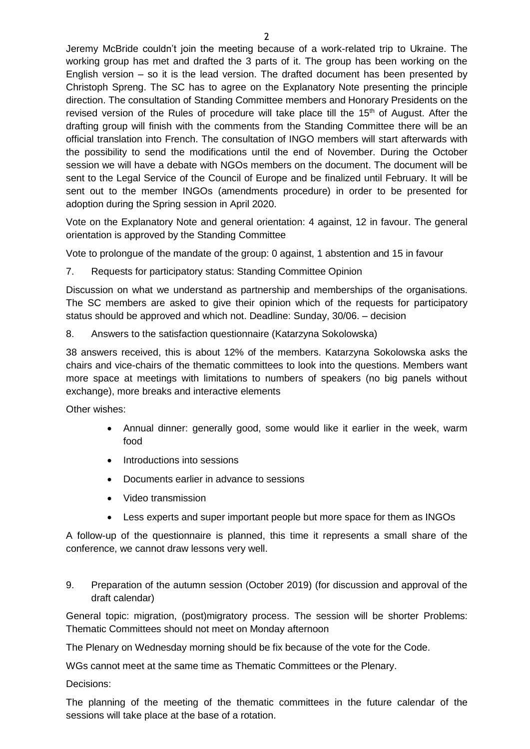Jeremy McBride couldn't join the meeting because of a work-related trip to Ukraine. The working group has met and drafted the 3 parts of it. The group has been working on the English version – so it is the lead version. The drafted document has been presented by Christoph Spreng. The SC has to agree on the Explanatory Note presenting the principle direction. The consultation of Standing Committee members and Honorary Presidents on the revised version of the Rules of procedure will take place till the 15th of August. After the drafting group will finish with the comments from the Standing Committee there will be an official translation into French. The consultation of INGO members will start afterwards with the possibility to send the modifications until the end of November. During the October session we will have a debate with NGOs members on the document. The document will be sent to the Legal Service of the Council of Europe and be finalized until February. It will be sent out to the member INGOs (amendments procedure) in order to be presented for adoption during the Spring session in April 2020.

Vote on the Explanatory Note and general orientation: 4 against, 12 in favour. The general orientation is approved by the Standing Committee

Vote to prolongue of the mandate of the group: 0 against, 1 abstention and 15 in favour

7. Requests for participatory status: Standing Committee Opinion

Discussion on what we understand as partnership and memberships of the organisations. The SC members are asked to give their opinion which of the requests for participatory status should be approved and which not. Deadline: Sunday, 30/06. – decision

8. Answers to the satisfaction questionnaire (Katarzyna Sokolowska)

38 answers received, this is about 12% of the members. Katarzyna Sokolowska asks the chairs and vice-chairs of the thematic committees to look into the questions. Members want more space at meetings with limitations to numbers of speakers (no big panels without exchange), more breaks and interactive elements

Other wishes:

- Annual dinner: generally good, some would like it earlier in the week, warm food
- Introductions into sessions
- Documents earlier in advance to sessions
- Video transmission
- Less experts and super important people but more space for them as INGOs

A follow-up of the questionnaire is planned, this time it represents a small share of the conference, we cannot draw lessons very well.

9. Preparation of the autumn session (October 2019) (for discussion and approval of the draft calendar)

General topic: migration, (post)migratory process. The session will be shorter Problems: Thematic Committees should not meet on Monday afternoon

The Plenary on Wednesday morning should be fix because of the vote for the Code.

WGs cannot meet at the same time as Thematic Committees or the Plenary.

Decisions:

The planning of the meeting of the thematic committees in the future calendar of the sessions will take place at the base of a rotation.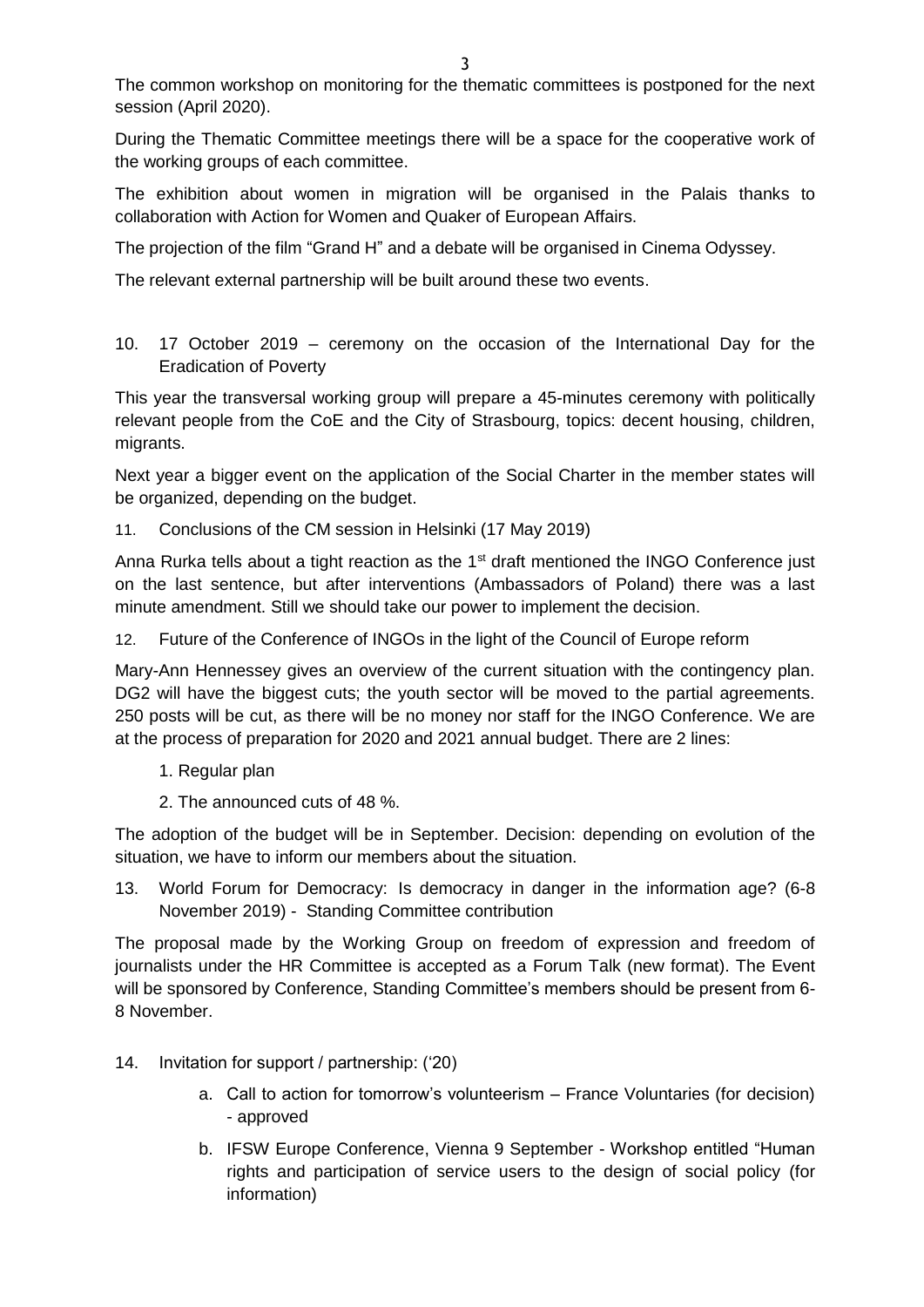The common workshop on monitoring for the thematic committees is postponed for the next session (April 2020).

During the Thematic Committee meetings there will be a space for the cooperative work of the working groups of each committee.

The exhibition about women in migration will be organised in the Palais thanks to collaboration with Action for Women and Quaker of European Affairs.

The projection of the film "Grand H" and a debate will be organised in Cinema Odyssey.

The relevant external partnership will be built around these two events.

10. 17 October 2019 – ceremony on the occasion of the International Day for the Eradication of Poverty

This year the transversal working group will prepare a 45-minutes ceremony with politically relevant people from the CoE and the City of Strasbourg, topics: decent housing, children, migrants.

Next year a bigger event on the application of the Social Charter in the member states will be organized, depending on the budget.

11. Conclusions of the CM session in Helsinki (17 May 2019)

Anna Rurka tells about a tight reaction as the 1st draft mentioned the INGO Conference just on the last sentence, but after interventions (Ambassadors of Poland) there was a last minute amendment. Still we should take our power to implement the decision.

12. Future of the Conference of INGOs in the light of the Council of Europe reform

Mary-Ann Hennessey gives an overview of the current situation with the contingency plan. DG2 will have the biggest cuts; the youth sector will be moved to the partial agreements. 250 posts will be cut, as there will be no money nor staff for the INGO Conference. We are at the process of preparation for 2020 and 2021 annual budget. There are 2 lines:

1. Regular plan
2. The announced cuts of 48 %.

The adoption of the budget will be in September. Decision: depending on evolution of the situation, we have to inform our members about the situation.

13. World Forum for Democracy: Is democracy in danger in the information age? (6-8 November 2019) - Standing Committee contribution

The proposal made by the Working Group on freedom of expression and freedom of journalists under the HR Committee is accepted as a Forum Talk (new format). The Event will be sponsored by Conference, Standing Committee's members should be present from 6-8 November.

14. Invitation for support / partnership: ('20)

    a. Call to action for tomorrow's volunteerism – France Voluntaries (for decision) - approved
    b. IFSW Europe Conference, Vienna 9 September - Workshop entitled "Human rights and participation of service users to the design of social policy (for information)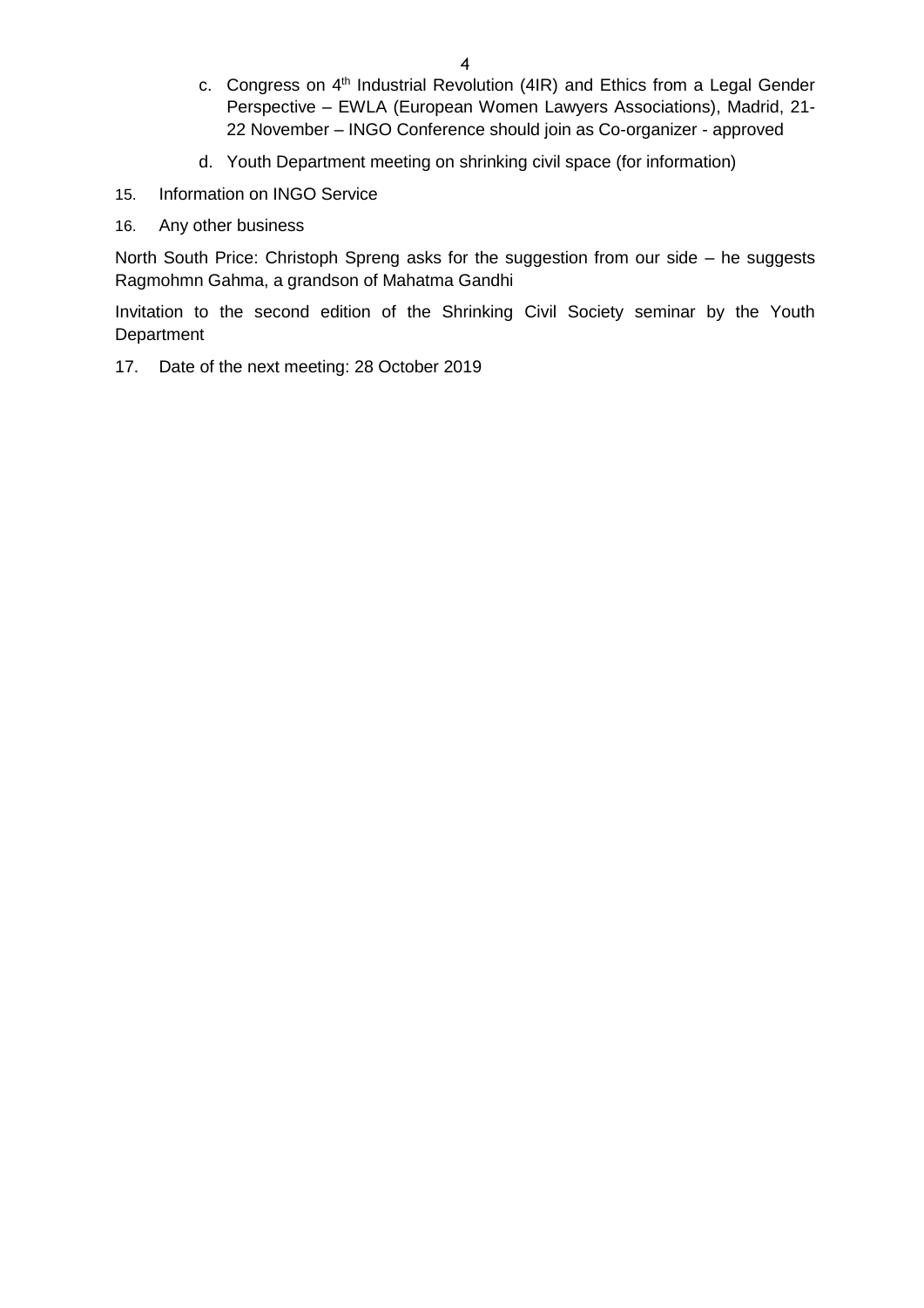c. Congress on 4th Industrial Revolution (4IR) and Ethics from a Legal Gender Perspective – EWLA (European Women Lawyers Associations), Madrid, 21-22 November – INGO Conference should join as Co-organizer - approved

d. Youth Department meeting on shrinking civil space (for information)

15. Information on INGO Service

16. Any other business

North South Price: Christoph Spreng asks for the suggestion from our side – he suggests Ragmohmn Gahma, a grandson of Mahatma Gandhi

Invitation to the second edition of the Shrinking Civil Society seminar by the Youth Department

17. Date of the next meeting: 28 October 2019